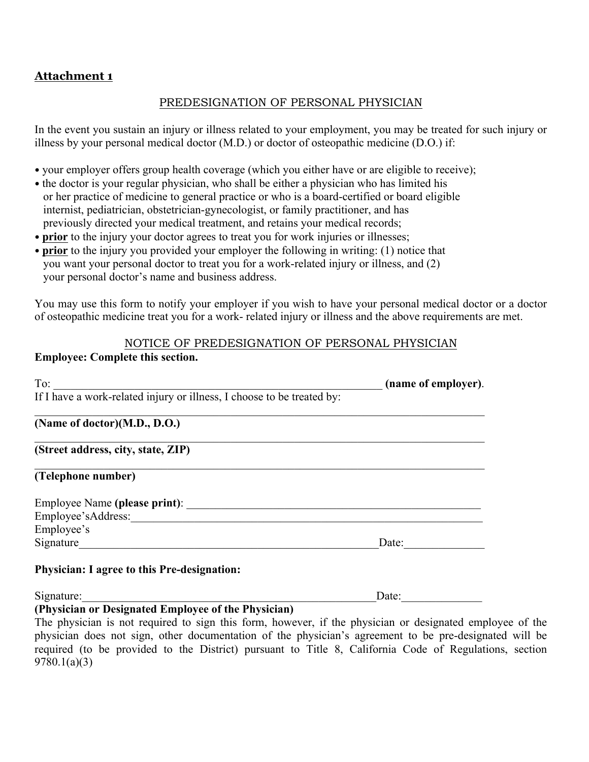**Attachment 1**

PREDESIGNATION OF PERSONAL PHYSICIAN

In the event you sustain an injury or illness related to your employment, you may be treated for such injury or illness by your personal medical doctor (M.D.) or doctor of osteopathic medicine (D.O.) if:

- your employer offers group health coverage (which you either have or are eligible to receive);
- the doctor is your regular physician, who shall be either a physician who has limited his or her practice of medicine to general practice or who is a board-certified or board eligible internist, pediatrician, obstetrician-gynecologist, or family practitioner, and has previously directed your medical treatment, and retains your medical records;
- **prior** to the injury your doctor agrees to treat you for work injuries or illnesses;
- **prior** to the injury you provided your employer the following in writing: (1) notice that you want your personal doctor to treat you for a work-related injury or illness, and (2) your personal doctor's name and business address.

You may use this form to notify your employer if you wish to have your personal medical doctor or a doctor of osteopathic medicine treat you for a work- related injury or illness and the above requirements are met.

NOTICE OF PREDESIGNATION OF PERSONAL PHYSICIAN

**Employee: Complete this section.**

To: _____________________________________________________________ **(name of employer)**.

If I have a work-related injury or illness, I choose to be treated by:

_______________________________________________________________________________

**(Name of doctor)(M.D., D.O.)**

_______________________________________________________________________________

**(Street address, city, state, ZIP)**

_______________________________________________________________________________

**(Telephone number)**

Employee Name **(please print)**: ______________________________________________________

Employee'sAddress:_______________________________________________________________

Employee's Signature______________________________________________________ Date:______________

**Physician: I agree to this Pre-designation:**

Signature:_____________________________________________________ Date:______________

**(Physician or Designated Employee of the Physician)**

The physician is not required to sign this form, however, if the physician or designated employee of the physician does not sign, other documentation of the physician's agreement to be pre-designated will be required (to be provided to the District) pursuant to Title 8, California Code of Regulations, section 9780.1(a)(3)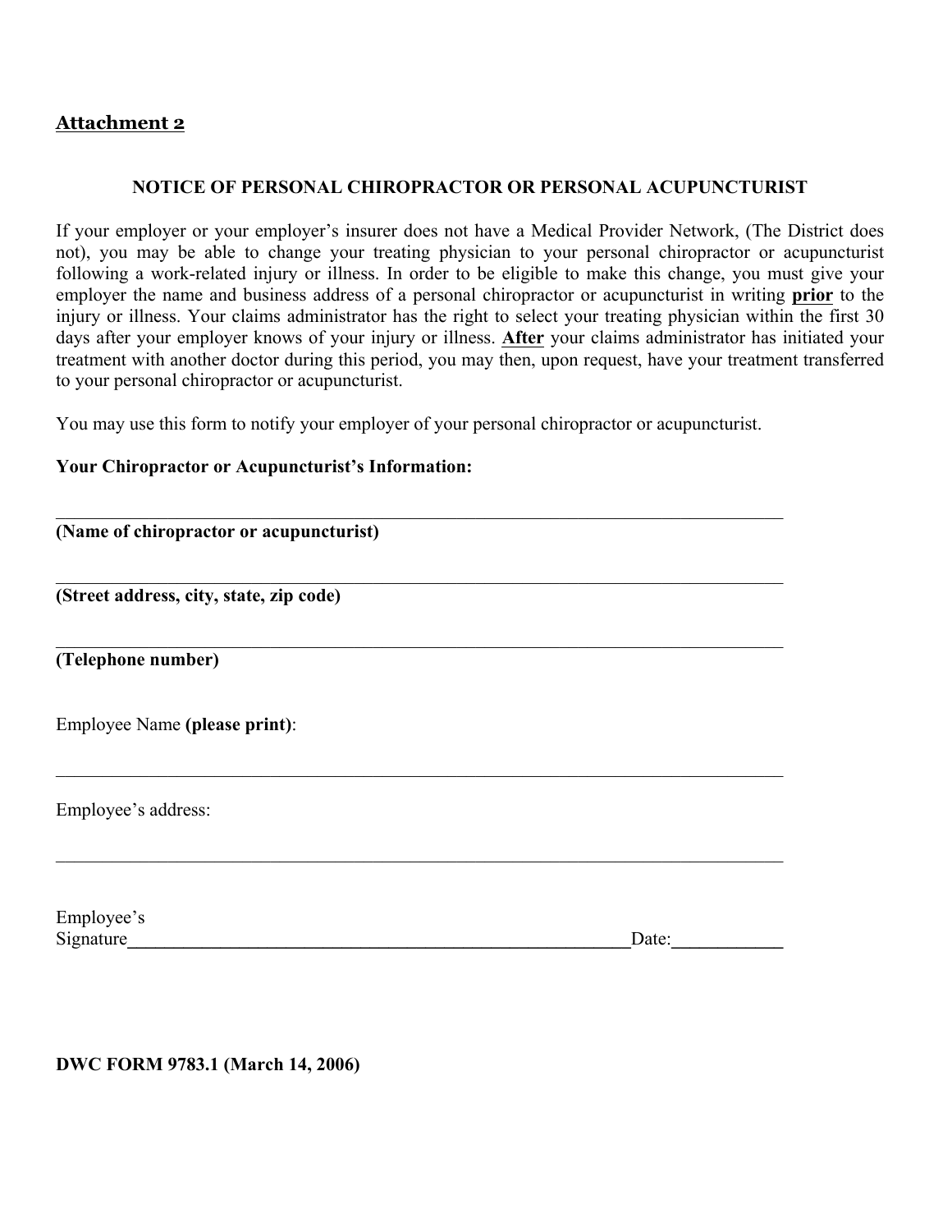## Attachment 2

### NOTICE OF PERSONAL CHIROPRACTOR OR PERSONAL ACUPUNCTURIST

If your employer or your employer's insurer does not have a Medical Provider Network, (The District does not), you may be able to change your treating physician to your personal chiropractor or acupuncturist following a work-related injury or illness. In order to be eligible to make this change, you must give your employer the name and business address of a personal chiropractor or acupuncturist in writing **prior** to the injury or illness. Your claims administrator has the right to select your treating physician within the first 30 days after your employer knows of your injury or illness. **After** your claims administrator has initiated your treatment with another doctor during this period, you may then, upon request, have your treatment transferred to your personal chiropractor or acupuncturist.

You may use this form to notify your employer of your personal chiropractor or acupuncturist.

**Your Chiropractor or Acupuncturist's Information:**

______________________________________________________________________________
**(Name of chiropractor or acupuncturist)**

______________________________________________________________________________
**(Street address, city, state, zip code)**

______________________________________________________________________________
**(Telephone number)**

Employee Name **(please print)**:

______________________________________________________________________________

Employee's address:

______________________________________________________________________________

Employee's Signature_____________________________________________________Date:____________

**DWC FORM 9783.1 (March 14, 2006)**